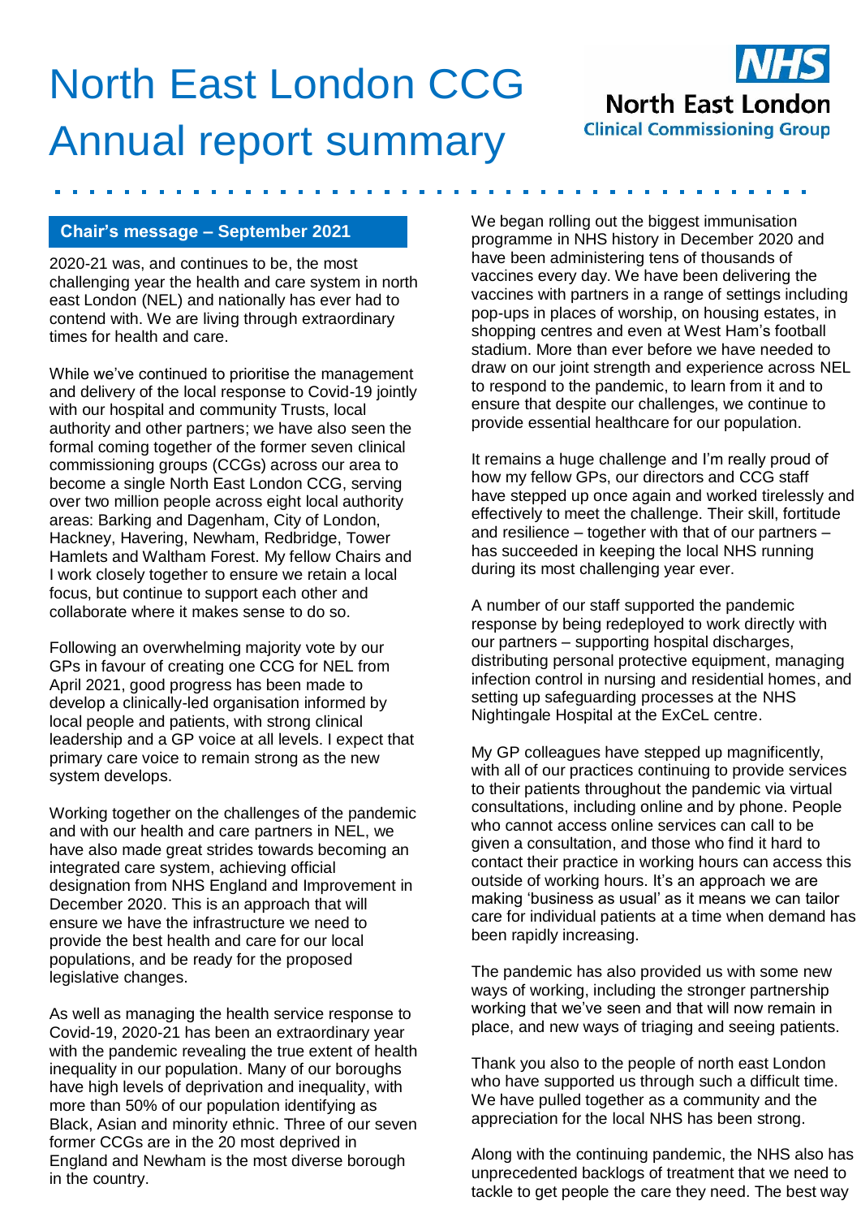# North East London CCG Annual report summary

NHS North East London Clinical Commissioning Group

## Chair's message – September 2021

2020-21 was, and continues to be, the most challenging year the health and care system in north east London (NEL) and nationally has ever had to contend with. We are living through extraordinary times for health and care.

While we've continued to prioritise the management and delivery of the local response to Covid-19 jointly with our hospital and community Trusts, local authority and other partners; we have also seen the formal coming together of the former seven clinical commissioning groups (CCGs) across our area to become a single North East London CCG, serving over two million people across eight local authority areas: Barking and Dagenham, City of London, Hackney, Havering, Newham, Redbridge, Tower Hamlets and Waltham Forest. My fellow Chairs and I work closely together to ensure we retain a local focus, but continue to support each other and collaborate where it makes sense to do so.

Following an overwhelming majority vote by our GPs in favour of creating one CCG for NEL from April 2021, good progress has been made to develop a clinically-led organisation informed by local people and patients, with strong clinical leadership and a GP voice at all levels. I expect that primary care voice to remain strong as the new system develops.

Working together on the challenges of the pandemic and with our health and care partners in NEL, we have also made great strides towards becoming an integrated care system, achieving official designation from NHS England and Improvement in December 2020. This is an approach that will ensure we have the infrastructure we need to provide the best health and care for our local populations, and be ready for the proposed legislative changes.

As well as managing the health service response to Covid-19, 2020-21 has been an extraordinary year with the pandemic revealing the true extent of health inequality in our population. Many of our boroughs have high levels of deprivation and inequality, with more than 50% of our population identifying as Black, Asian and minority ethnic. Three of our seven former CCGs are in the 20 most deprived in England and Newham is the most diverse borough in the country.

We began rolling out the biggest immunisation programme in NHS history in December 2020 and have been administering tens of thousands of vaccines every day. We have been delivering the vaccines with partners in a range of settings including pop-ups in places of worship, on housing estates, in shopping centres and even at West Ham's football stadium. More than ever before we have needed to draw on our joint strength and experience across NEL to respond to the pandemic, to learn from it and to ensure that despite our challenges, we continue to provide essential healthcare for our population.

It remains a huge challenge and I'm really proud of how my fellow GPs, our directors and CCG staff have stepped up once again and worked tirelessly and effectively to meet the challenge. Their skill, fortitude and resilience – together with that of our partners – has succeeded in keeping the local NHS running during its most challenging year ever.

A number of our staff supported the pandemic response by being redeployed to work directly with our partners – supporting hospital discharges, distributing personal protective equipment, managing infection control in nursing and residential homes, and setting up safeguarding processes at the NHS Nightingale Hospital at the ExCeL centre.

My GP colleagues have stepped up magnificently, with all of our practices continuing to provide services to their patients throughout the pandemic via virtual consultations, including online and by phone. People who cannot access online services can call to be given a consultation, and those who find it hard to contact their practice in working hours can access this outside of working hours. It's an approach we are making 'business as usual' as it means we can tailor care for individual patients at a time when demand has been rapidly increasing.

The pandemic has also provided us with some new ways of working, including the stronger partnership working that we've seen and that will now remain in place, and new ways of triaging and seeing patients.

Thank you also to the people of north east London who have supported us through such a difficult time. We have pulled together as a community and the appreciation for the local NHS has been strong.

Along with the continuing pandemic, the NHS also has unprecedented backlogs of treatment that we need to tackle to get people the care they need. The best way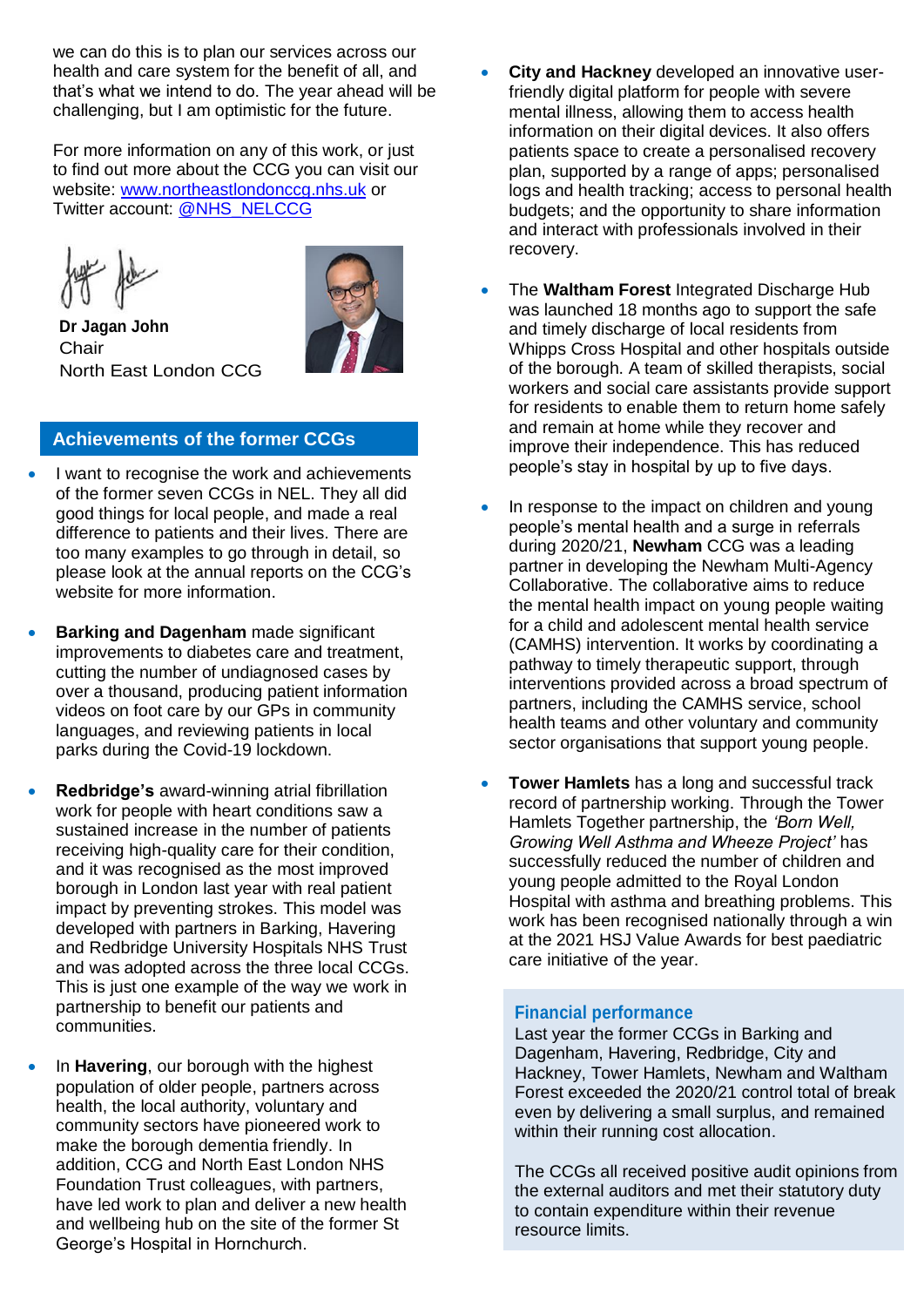we can do this is to plan our services across our health and care system for the benefit of all, and that's what we intend to do. The year ahead will be challenging, but I am optimistic for the future.

For more information on any of this work, or just to find out more about the CCG you can visit our website: [www.northeastlondonccg.nhs.uk](http://www.northeastlondonccg.nhs.uk) or Twitter account: [@NHS_NELCCG](https://twitter.com/NHS_NELCCG)

**Dr Jagan John**
Chair
North East London CCG

## Achievements of the former CCGs

- I want to recognise the work and achievements of the former seven CCGs in NEL. They all did good things for local people, and made a real difference to patients and their lives. There are too many examples to go through in detail, so please look at the annual reports on the CCG's website for more information.

- **Barking and Dagenham** made significant improvements to diabetes care and treatment, cutting the number of undiagnosed cases by over a thousand, producing patient information videos on foot care by our GPs in community languages, and reviewing patients in local parks during the Covid-19 lockdown.

- **Redbridge's** award-winning atrial fibrillation work for people with heart conditions saw a sustained increase in the number of patients receiving high-quality care for their condition, and it was recognised as the most improved borough in London last year with real patient impact by preventing strokes. This model was developed with partners in Barking, Havering and Redbridge University Hospitals NHS Trust and was adopted across the three local CCGs. This is just one example of the way we work in partnership to benefit our patients and communities.

- In **Havering**, our borough with the highest population of older people, partners across health, the local authority, voluntary and community sectors have pioneered work to make the borough dementia friendly. In addition, CCG and North East London NHS Foundation Trust colleagues, with partners, have led work to plan and deliver a new health and wellbeing hub on the site of the former St George's Hospital in Hornchurch.

- **City and Hackney** developed an innovative user-friendly digital platform for people with severe mental illness, allowing them to access health information on their digital devices. It also offers patients space to create a personalised recovery plan, supported by a range of apps; personalised logs and health tracking; access to personal health budgets; and the opportunity to share information and interact with professionals involved in their recovery.

- The **Waltham Forest** Integrated Discharge Hub was launched 18 months ago to support the safe and timely discharge of local residents from Whipps Cross Hospital and other hospitals outside of the borough. A team of skilled therapists, social workers and social care assistants provide support for residents to enable them to return home safely and remain at home while they recover and improve their independence. This has reduced people's stay in hospital by up to five days.

- In response to the impact on children and young people's mental health and a surge in referrals during 2020/21, **Newham** CCG was a leading partner in developing the Newham Multi-Agency Collaborative. The collaborative aims to reduce the mental health impact on young people waiting for a child and adolescent mental health service (CAMHS) intervention. It works by coordinating a pathway to timely therapeutic support, through interventions provided across a broad spectrum of partners, including the CAMHS service, school health teams and other voluntary and community sector organisations that support young people.

- **Tower Hamlets** has a long and successful track record of partnership working. Through the Tower Hamlets Together partnership, the *'Born Well, Growing Well Asthma and Wheeze Project'* has successfully reduced the number of children and young people admitted to the Royal London Hospital with asthma and breathing problems. This work has been recognised nationally through a win at the 2021 HSJ Value Awards for best paediatric care initiative of the year.

### Financial performance

Last year the former CCGs in Barking and Dagenham, Havering, Redbridge, City and Hackney, Tower Hamlets, Newham and Waltham Forest exceeded the 2020/21 control total of break even by delivering a small surplus, and remained within their running cost allocation.

The CCGs all received positive audit opinions from the external auditors and met their statutory duty to contain expenditure within their revenue resource limits.